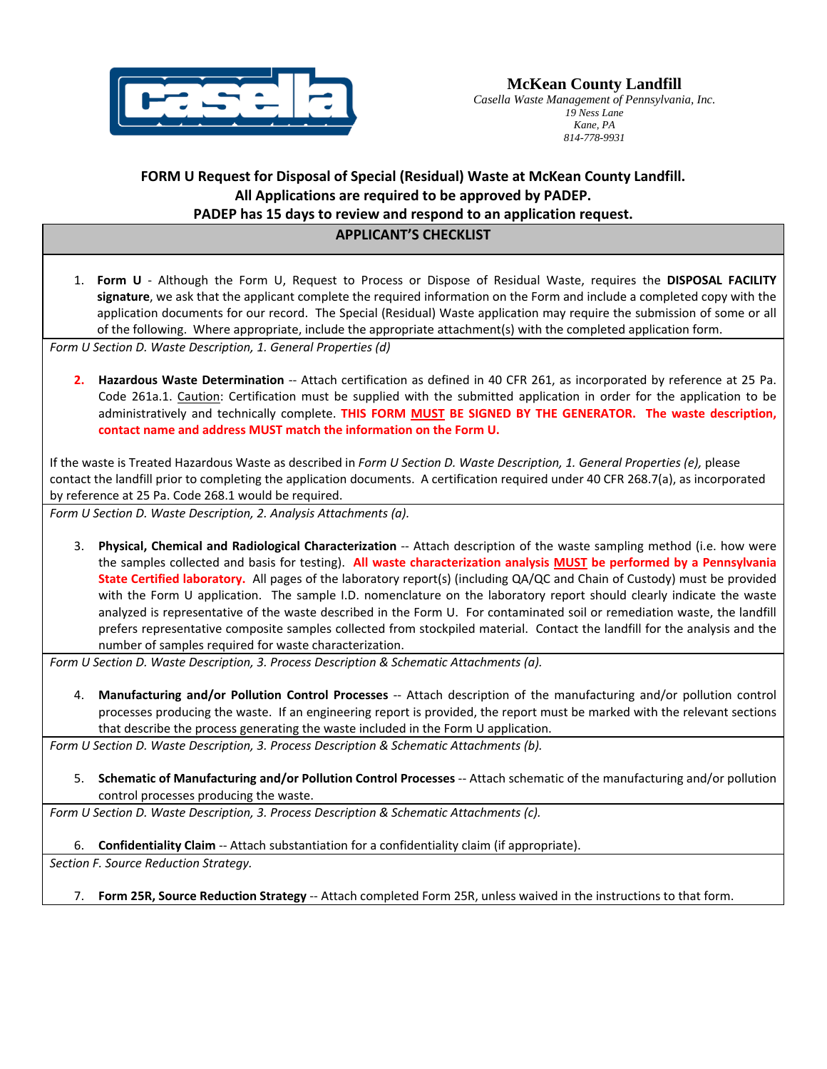**McKean County Landfill**
*Casella Waste Management of Pennsylvania, Inc.*
*19 Ness Lane*
*Kane, PA*
*814-778-9931*

## FORM U Request for Disposal of Special (Residual) Waste at McKean County Landfill.
## All Applications are required to be approved by PADEP.
## PADEP has 15 days to review and respond to an application request.

### APPLICANT'S CHECKLIST

1. **Form U** - Although the Form U, Request to Process or Dispose of Residual Waste, requires the **DISPOSAL FACILITY signature**, we ask that the applicant complete the required information on the Form and include a completed copy with the application documents for our record. The Special (Residual) Waste application may require the submission of some or all of the following. Where appropriate, include the appropriate attachment(s) with the completed application form.

*Form U Section D. Waste Description, 1. General Properties (d)*

2. **Hazardous Waste Determination** -- Attach certification as defined in 40 CFR 261, as incorporated by reference at 25 Pa. Code 261a.1. Caution: Certification must be supplied with the submitted application in order for the application to be administratively and technically complete. **THIS FORM MUST BE SIGNED BY THE GENERATOR. The waste description, contact name and address MUST match the information on the Form U.**

If the waste is Treated Hazardous Waste as described in *Form U Section D. Waste Description, 1. General Properties (e),* please contact the landfill prior to completing the application documents. A certification required under 40 CFR 268.7(a), as incorporated by reference at 25 Pa. Code 268.1 would be required.

*Form U Section D. Waste Description, 2. Analysis Attachments (a).*

3. **Physical, Chemical and Radiological Characterization** -- Attach description of the waste sampling method (i.e. how were the samples collected and basis for testing). **All waste characterization analysis MUST be performed by a Pennsylvania State Certified laboratory.** All pages of the laboratory report(s) (including QA/QC and Chain of Custody) must be provided with the Form U application. The sample I.D. nomenclature on the laboratory report should clearly indicate the waste analyzed is representative of the waste described in the Form U. For contaminated soil or remediation waste, the landfill prefers representative composite samples collected from stockpiled material. Contact the landfill for the analysis and the number of samples required for waste characterization.

*Form U Section D. Waste Description, 3. Process Description & Schematic Attachments (a).*

4. **Manufacturing and/or Pollution Control Processes** -- Attach description of the manufacturing and/or pollution control processes producing the waste. If an engineering report is provided, the report must be marked with the relevant sections that describe the process generating the waste included in the Form U application.

*Form U Section D. Waste Description, 3. Process Description & Schematic Attachments (b).*

5. **Schematic of Manufacturing and/or Pollution Control Processes** -- Attach schematic of the manufacturing and/or pollution control processes producing the waste.

*Form U Section D. Waste Description, 3. Process Description & Schematic Attachments (c).*

6. **Confidentiality Claim** -- Attach substantiation for a confidentiality claim (if appropriate).

*Section F. Source Reduction Strategy.*

7. **Form 25R, Source Reduction Strategy** -- Attach completed Form 25R, unless waived in the instructions to that form.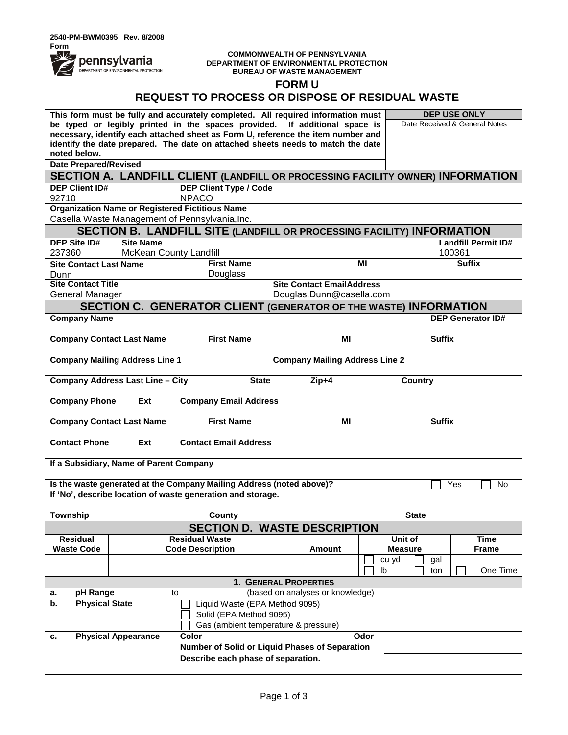2540-PM-BWM0395 Rev. 8/2008
Form

COMMONWEALTH OF PENNSYLVANIA
DEPARTMENT OF ENVIRONMENTAL PROTECTION
BUREAU OF WASTE MANAGEMENT

# FORM U
# REQUEST TO PROCESS OR DISPOSE OF RESIDUAL WASTE

| **This form must be fully and accurately completed. All required information must be typed or legibly printed in the spaces provided. If additional space is necessary, identify each attached sheet as Form U, reference the item number and identify the date prepared. The date on attached sheets needs to match the date noted below.** | **DEP USE ONLY** Date Received & General Notes |
|---|---|
| **Date Prepared/Revised** | |

## SECTION A. LANDFILL CLIENT (LANDFILL OR PROCESSING FACILITY OWNER) INFORMATION

| DEP Client ID# | DEP Client Type / Code |
|---|---|
| 92710 | NPACO |

**Organization Name or Registered Fictitious Name**
Casella Waste Management of Pennsylvania,Inc.

## SECTION B. LANDFILL SITE (LANDFILL OR PROCESSING FACILITY) INFORMATION

| DEP Site ID# | Site Name | Landfill Permit ID# |
|---|---|---|
| 237360 | McKean County Landfill | 100361 |

| Site Contact Last Name | First Name | MI | Suffix |
|---|---|---|---|
| Dunn | Douglass | | |

| Site Contact Title | Site Contact EmailAddress |
|---|---|
| General Manager | Douglas.Dunn@casella.com |

## SECTION C. GENERATOR CLIENT (GENERATOR OF THE WASTE) INFORMATION

**Company Name** | **DEP Generator ID#**

**Company Contact Last Name** | **First Name** | **MI** | **Suffix**

**Company Mailing Address Line 1** | **Company Mailing Address Line 2**

**Company Address Last Line – City** | **State** | **Zip+4** | **Country**

**Company Phone** | **Ext** | **Company Email Address**

**Company Contact Last Name** | **First Name** | **MI** | **Suffix**

**Contact Phone** | **Ext** | **Contact Email Address**

**If a Subsidiary, Name of Parent Company**

**Is the waste generated at the Company Mailing Address (noted above)?** ☐ Yes ☐ No
**If 'No', describe location of waste generation and storage.**

**Township** | **County** | **State**

## SECTION D. WASTE DESCRIPTION

| Residual Waste Code | Residual Waste Code Description | Amount | Unit of Measure | Time Frame |
|---|---|---|---|---|
| | | | ☐ cu yd ☐ gal | |
| | | | ☐ lb ☐ ton | ☐ One Time |

### 1. GENERAL PROPERTIES

**a. pH Range** ______ to ______ (based on analyses or knowledge)

**b. Physical State**
- ☐ Liquid Waste (EPA Method 9095)
- ☐ Solid (EPA Method 9095)
- ☐ Gas (ambient temperature & pressure)

**c. Physical Appearance** **Color** ______ **Odor** ______
**Number of Solid or Liquid Phases of Separation** ______
**Describe each phase of separation.**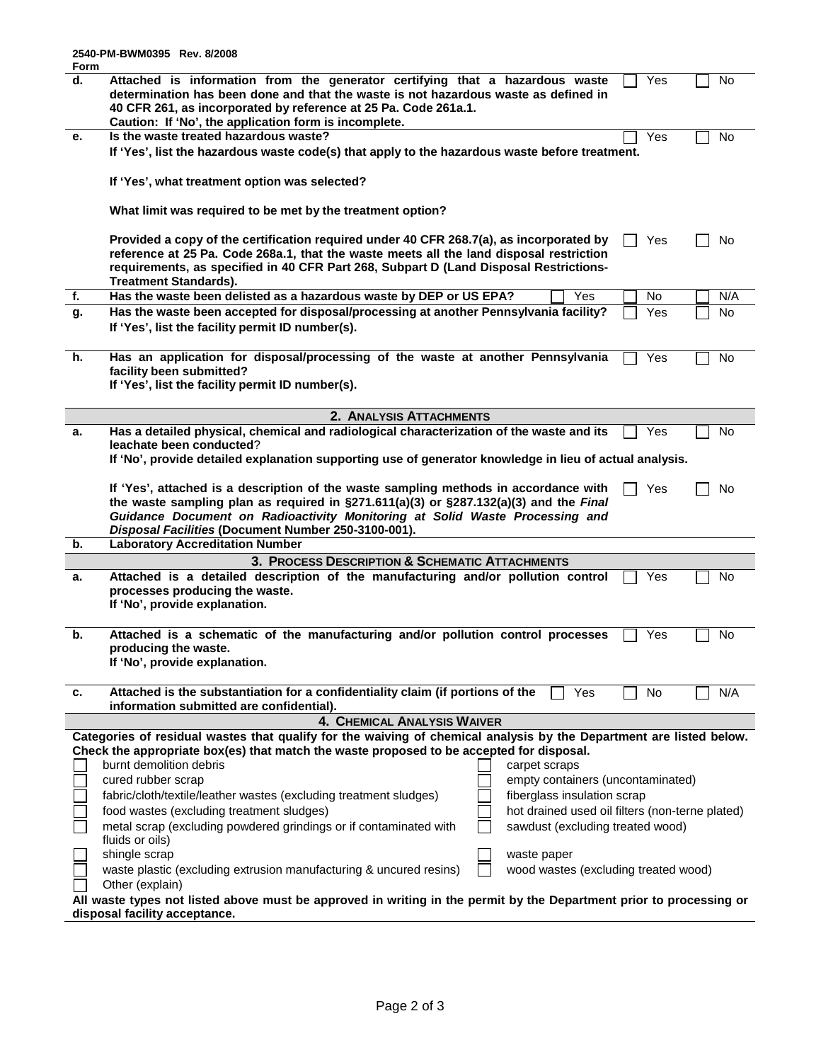2540-PM-BWM0395 Rev. 8/2008
Form

| | | | | |
|---|---|---|---|---|
| **d.** | **Attached is information from the generator certifying that a hazardous waste determination has been done and that the waste is not hazardous waste as defined in 40 CFR 261, as incorporated by reference at 25 Pa. Code 261a.1.**<br>**Caution: If 'No', the application form is incomplete.** | | ☐ Yes | ☐ No |
| **e.** | **Is the waste treated hazardous waste?**<br>**If 'Yes', list the hazardous waste code(s) that apply to the hazardous waste before treatment.**<br><br>**If 'Yes', what treatment option was selected?**<br><br>**What limit was required to be met by the treatment option?** | | ☐ Yes | ☐ No |
| | **Provided a copy of the certification required under 40 CFR 268.7(a), as incorporated by reference at 25 Pa. Code 268a.1, that the waste meets all the land disposal restriction requirements, as specified in 40 CFR Part 268, Subpart D (Land Disposal Restrictions-Treatment Standards).** | | ☐ Yes | ☐ No |
| **f.** | **Has the waste been delisted as a hazardous waste by DEP or US EPA?** | ☐ Yes | ☐ No | ☐ N/A |
| **g.** | **Has the waste been accepted for disposal/processing at another Pennsylvania facility?**<br>**If 'Yes', list the facility permit ID number(s).** | | ☐ Yes | ☐ No |
| **h.** | **Has an application for disposal/processing of the waste at another Pennsylvania facility been submitted?**<br>**If 'Yes', list the facility permit ID number(s).** | | ☐ Yes | ☐ No |

## 2. Analysis Attachments

| | | | |
|---|---|---|---|
| **a.** | **Has a detailed physical, chemical and radiological characterization of the waste and its leachate been conducted?**<br>**If 'No', provide detailed explanation supporting use of generator knowledge in lieu of actual analysis.** | ☐ Yes | ☐ No |
| | **If 'Yes', attached is a description of the waste sampling methods in accordance with the waste sampling plan as required in §271.611(a)(3) or §287.132(a)(3) and the *Final Guidance Document on Radioactivity Monitoring at Solid Waste Processing and Disposal Facilities* (Document Number 250-3100-001).** | ☐ Yes | ☐ No |
| **b.** | **Laboratory Accreditation Number** | | |

## 3. Process Description & Schematic Attachments

| | | | | |
|---|---|---|---|---|
| **a.** | **Attached is a detailed description of the manufacturing and/or pollution control processes producing the waste.**<br>**If 'No', provide explanation.** | | ☐ Yes | ☐ No |
| **b.** | **Attached is a schematic of the manufacturing and/or pollution control processes producing the waste.**<br>**If 'No', provide explanation.** | | ☐ Yes | ☐ No |
| **c.** | **Attached is the substantiation for a confidentiality claim (if portions of the information submitted are confidential).** | ☐ Yes | ☐ No | ☐ N/A |

## 4. Chemical Analysis Waiver

**Categories of residual wastes that qualify for the waiving of chemical analysis by the Department are listed below. Check the appropriate box(es) that match the waste proposed to be accepted for disposal.**

- ☐ burnt demolition debris
- ☐ carpet scraps
- ☐ cured rubber scrap
- ☐ empty containers (uncontaminated)
- ☐ fabric/cloth/textile/leather wastes (excluding treatment sludges)
- ☐ fiberglass insulation scrap
- ☐ food wastes (excluding treatment sludges)
- ☐ hot drained used oil filters (non-terne plated)
- ☐ metal scrap (excluding powdered grindings or if contaminated with fluids or oils)
- ☐ sawdust (excluding treated wood)
- ☐ shingle scrap
- ☐ waste paper
- ☐ waste plastic (excluding extrusion manufacturing & uncured resins)
- ☐ wood wastes (excluding treated wood)
- ☐ Other (explain)

**All waste types not listed above must be approved in writing in the permit by the Department prior to processing or disposal facility acceptance.**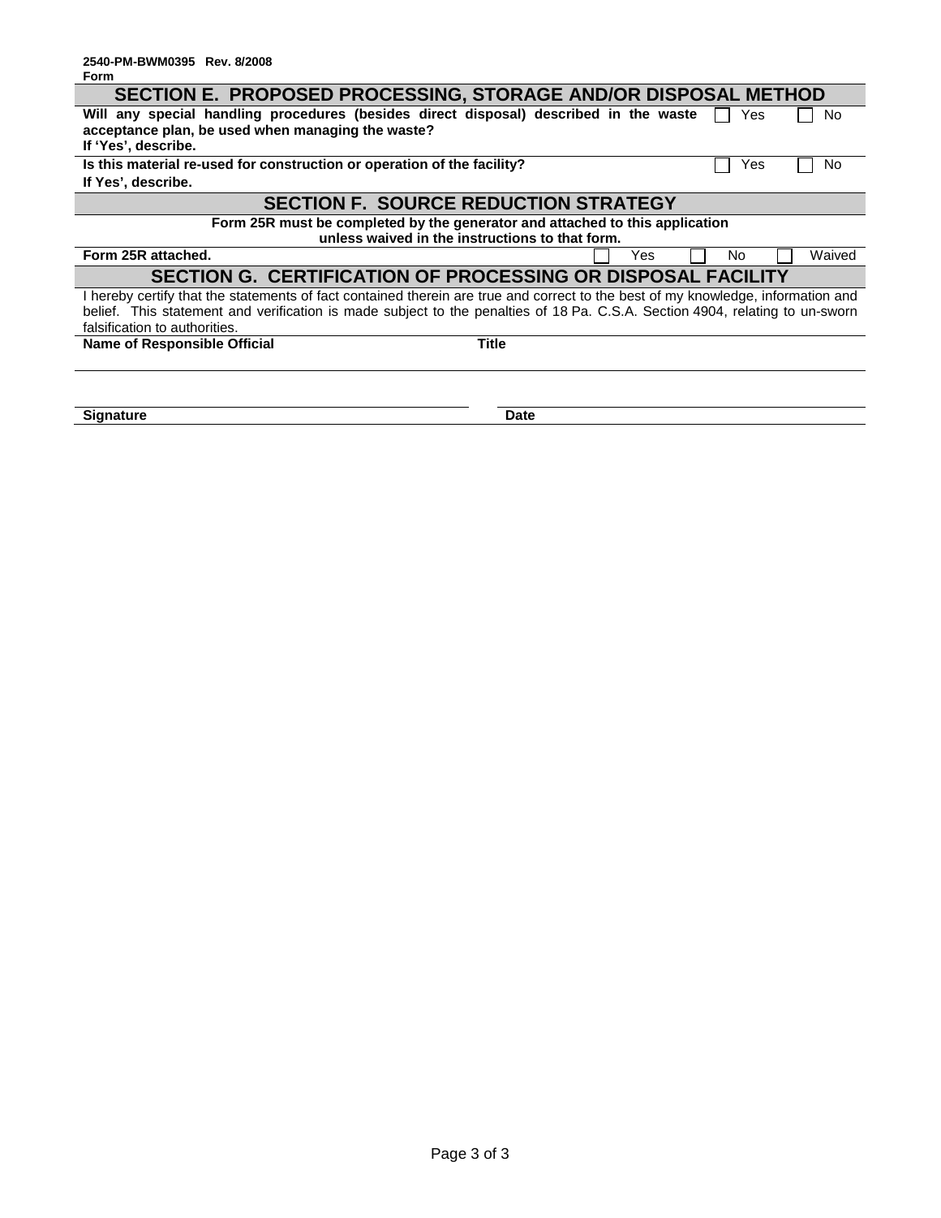**2540-PM-BWM0395 Rev. 8/2008**
**Form**

## SECTION E. PROPOSED PROCESSING, STORAGE AND/OR DISPOSAL METHOD

**Will any special handling procedures (besides direct disposal) described in the waste acceptance plan, be used when managing the waste?** ☐ Yes ☐ No
**If 'Yes', describe.**

**Is this material re-used for construction or operation of the facility?** ☐ Yes ☐ No
**If Yes', describe.**

## SECTION F. SOURCE REDUCTION STRATEGY

**Form 25R must be completed by the generator and attached to this application unless waived in the instructions to that form.**

**Form 25R attached.** ☐ Yes ☐ No ☐ Waived

## SECTION G. CERTIFICATION OF PROCESSING OR DISPOSAL FACILITY

I hereby certify that the statements of fact contained therein are true and correct to the best of my knowledge, information and belief. This statement and verification is made subject to the penalties of 18 Pa. C.S.A. Section 4904, relating to un-sworn falsification to authorities.

**Name of Responsible Official** **Title**

**Signature** **Date**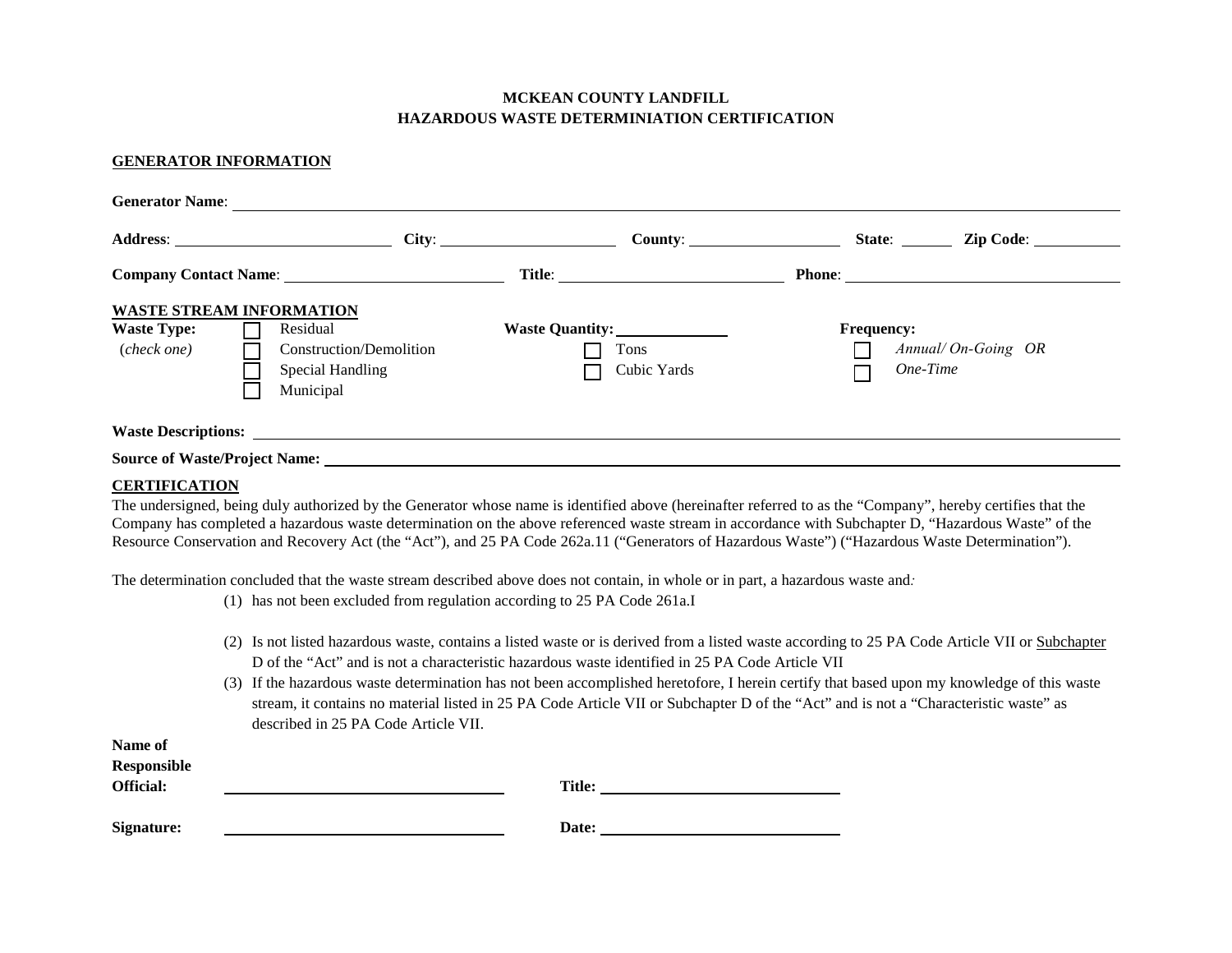**MCKEAN COUNTY LANDFILL**
**HAZARDOUS WASTE DETERMINIATION CERTIFICATION**

**GENERATOR INFORMATION**

**Generator Name**: ______________________________

**Address**: ______________ **City**: ______________ **County**: ______________ **State**: ______ **Zip Code**: ______

**Company Contact Name**: ______________ **Title**: ______________ **Phone**: ______________

**WASTE STREAM INFORMATION**

**Waste Type:** (*check one*)
- ☐ Residual
- ☐ Construction/Demolition
- ☐ Special Handling
- ☐ Municipal

**Waste Quantity:** ______________
- ☐ Tons
- ☐ Cubic Yards

**Frequency:**
- ☐ *Annual/ On-Going OR*
- ☐ *One-Time*

**Waste Descriptions:** ______________________________

**Source of Waste/Project Name:** ______________________________

**CERTIFICATION**

The undersigned, being duly authorized by the Generator whose name is identified above (hereinafter referred to as the "Company", hereby certifies that the Company has completed a hazardous waste determination on the above referenced waste stream in accordance with Subchapter D, "Hazardous Waste" of the Resource Conservation and Recovery Act (the "Act"), and 25 PA Code 262a.11 ("Generators of Hazardous Waste") ("Hazardous Waste Determination").

The determination concluded that the waste stream described above does not contain, in whole or in part, a hazardous waste and*:*

(1) has not been excluded from regulation according to 25 PA Code 261a.I

(2) Is not listed hazardous waste, contains a listed waste or is derived from a listed waste according to 25 PA Code Article VII or Subchapter D of the "Act" and is not a characteristic hazardous waste identified in 25 PA Code Article VII

(3) If the hazardous waste determination has not been accomplished heretofore, I herein certify that based upon my knowledge of this waste stream, it contains no material listed in 25 PA Code Article VII or Subchapter D of the "Act" and is not a "Characteristic waste" as described in 25 PA Code Article VII.

**Name of Responsible Official:** ______________________ **Title:** ______________________

**Signature:** ______________________ **Date:** ______________________